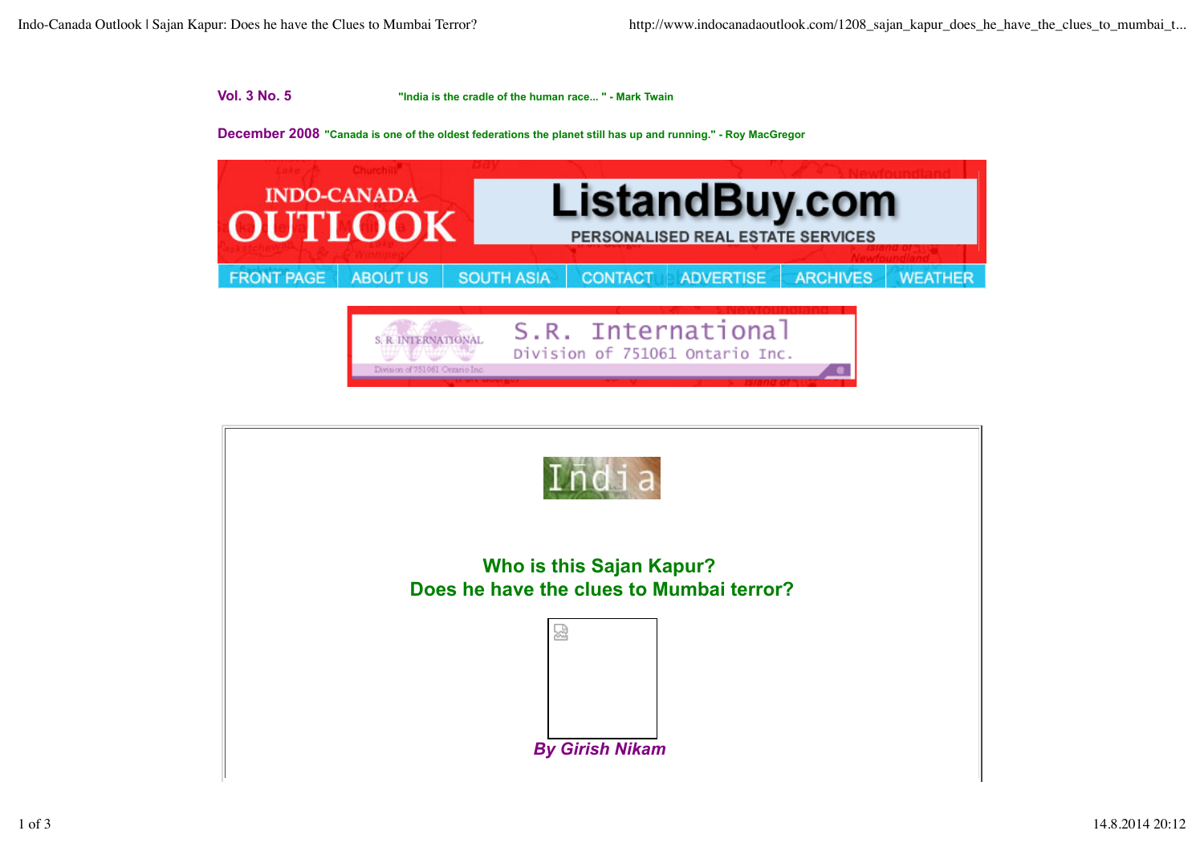**Vol. 3 No. 5** "India is the cradle of the human race... " - Mark Twain

**December 2008** "Canada is one of the oldest federations the planet still has up and running." - Roy MacGregor

INDO-CANADA OUTLOOK

ListandBuy.com
PERSONALISED REAL ESTATE SERVICES

FRONT PAGE | ABOUT US | SOUTH ASIA | CONTACT | ADVERTISE | ARCHIVES | WEATHER

S.R. International
Division of 751061 Ontario Inc.

India

## Who is this Sajan Kapur?
## Does he have the clues to Mumbai terror?

***By Girish Nikam***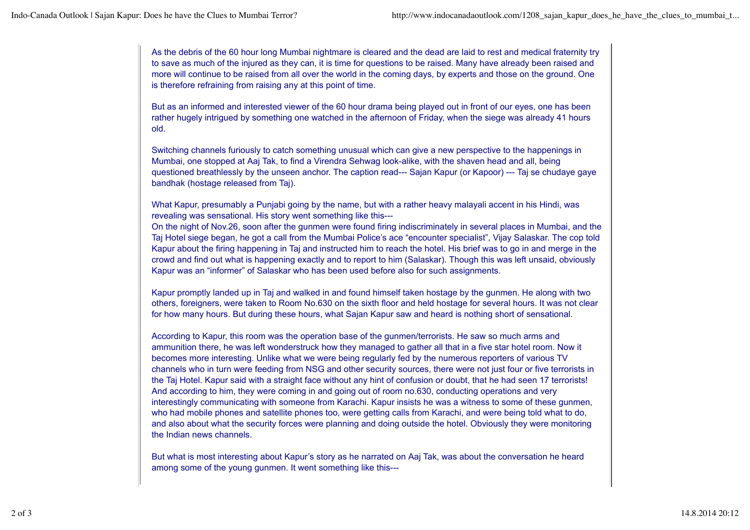As the debris of the 60 hour long Mumbai nightmare is cleared and the dead are laid to rest and medical fraternity try to save as much of the injured as they can, it is time for questions to be raised. Many have already been raised and more will continue to be raised from all over the world in the coming days, by experts and those on the ground. One is therefore refraining from raising any at this point of time.

But as an informed and interested viewer of the 60 hour drama being played out in front of our eyes, one has been rather hugely intrigued by something one watched in the afternoon of Friday, when the siege was already 41 hours old.

Switching channels furiously to catch something unusual which can give a new perspective to the happenings in Mumbai, one stopped at Aaj Tak, to find a Virendra Sehwag look-alike, with the shaven head and all, being questioned breathlessly by the unseen anchor. The caption read--- Sajan Kapur (or Kapoor) --- Taj se chudaye gaye bandhak (hostage released from Taj).

What Kapur, presumably a Punjabi going by the name, but with a rather heavy malayali accent in his Hindi, was revealing was sensational. His story went something like this---
On the night of Nov.26, soon after the gunmen were found firing indiscriminately in several places in Mumbai, and the Taj Hotel siege began, he got a call from the Mumbai Police's ace "encounter specialist", Vijay Salaskar. The cop told Kapur about the firing happening in Taj and instructed him to reach the hotel. His brief was to go in and merge in the crowd and find out what is happening exactly and to report to him (Salaskar). Though this was left unsaid, obviously Kapur was an "informer" of Salaskar who has been used before also for such assignments.

Kapur promptly landed up in Taj and walked in and found himself taken hostage by the gunmen. He along with two others, foreigners, were taken to Room No.630 on the sixth floor and held hostage for several hours. It was not clear for how many hours. But during these hours, what Sajan Kapur saw and heard is nothing short of sensational.

According to Kapur, this room was the operation base of the gunmen/terrorists. He saw so much arms and ammunition there, he was left wonderstruck how they managed to gather all that in a five star hotel room. Now it becomes more interesting. Unlike what we were being regularly fed by the numerous reporters of various TV channels who in turn were feeding from NSG and other security sources, there were not just four or five terrorists in the Taj Hotel. Kapur said with a straight face without any hint of confusion or doubt, that he had seen 17 terrorists! And according to him, they were coming in and going out of room no.630, conducting operations and very interestingly communicating with someone from Karachi. Kapur insists he was a witness to some of these gunmen, who had mobile phones and satellite phones too, were getting calls from Karachi, and were being told what to do, and also about what the security forces were planning and doing outside the hotel. Obviously they were monitoring the Indian news channels.

But what is most interesting about Kapur's story as he narrated on Aaj Tak, was about the conversation he heard among some of the young gunmen. It went something like this---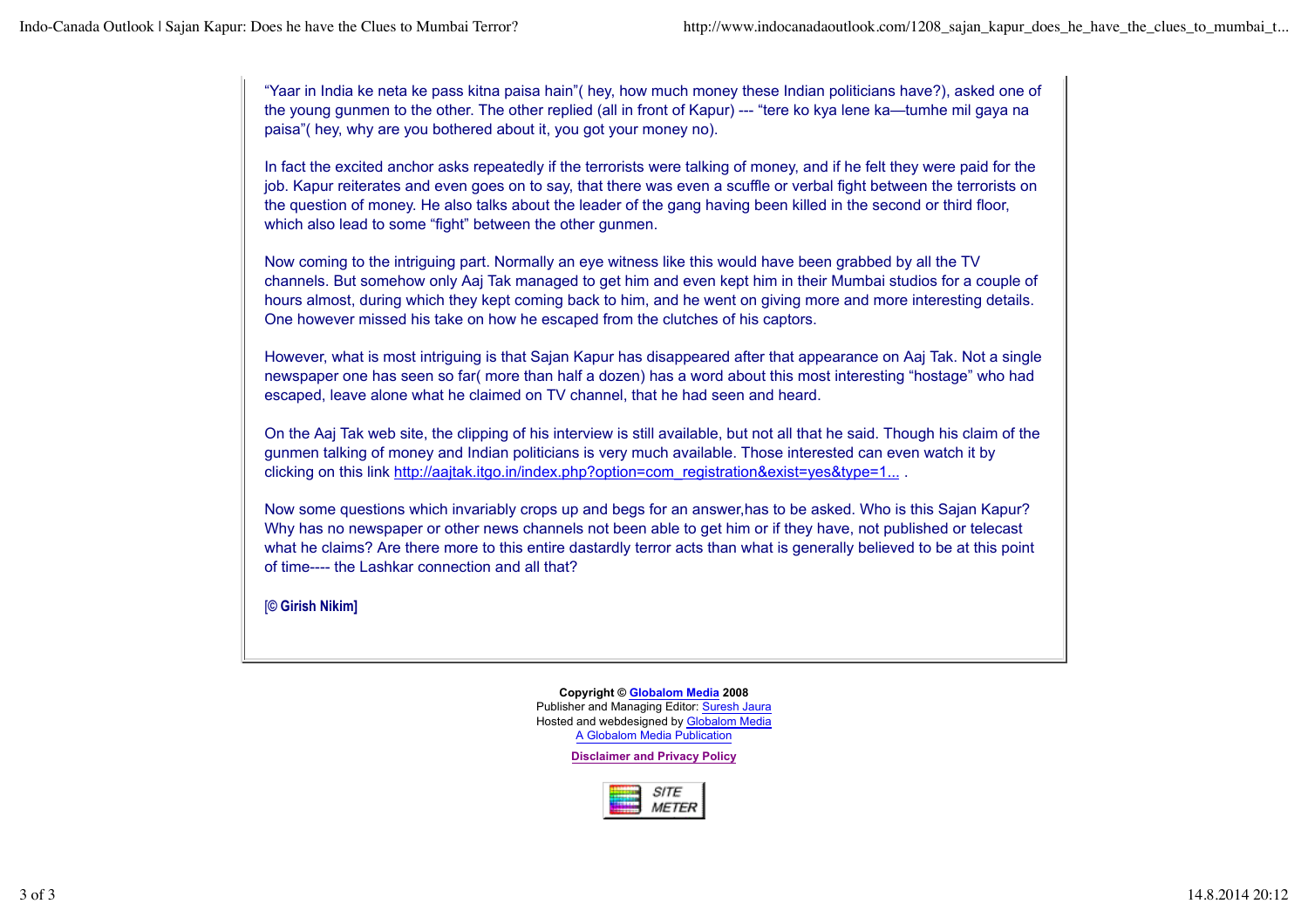"Yaar in India ke neta ke pass kitna paisa hain"( hey, how much money these Indian politicians have?), asked one of the young gunmen to the other. The other replied (all in front of Kapur) --- "tere ko kya lene ka—tumhe mil gaya na paisa"( hey, why are you bothered about it, you got your money no).

In fact the excited anchor asks repeatedly if the terrorists were talking of money, and if he felt they were paid for the job. Kapur reiterates and even goes on to say, that there was even a scuffle or verbal fight between the terrorists on the question of money. He also talks about the leader of the gang having been killed in the second or third floor, which also lead to some "fight" between the other gunmen.

Now coming to the intriguing part. Normally an eye witness like this would have been grabbed by all the TV channels. But somehow only Aaj Tak managed to get him and even kept him in their Mumbai studios for a couple of hours almost, during which they kept coming back to him, and he went on giving more and more interesting details. One however missed his take on how he escaped from the clutches of his captors.

However, what is most intriguing is that Sajan Kapur has disappeared after that appearance on Aaj Tak. Not a single newspaper one has seen so far( more than half a dozen) has a word about this most interesting "hostage" who had escaped, leave alone what he claimed on TV channel, that he had seen and heard.

On the Aaj Tak web site, the clipping of his interview is still available, but not all that he said. Though his claim of the gunmen talking of money and Indian politicians is very much available. Those interested can even watch it by clicking on this link http://aajtak.itgo.in/index.php?option=com_registration&exist=yes&type=1... .

Now some questions which invariably crops up and begs for an answer,has to be asked. Who is this Sajan Kapur? Why has no newspaper or other news channels not been able to get him or if they have, not published or telecast what he claims? Are there more to this entire dastardly terror acts than what is generally believed to be at this point of time---- the Lashkar connection and all that?

[**© Girish Nikim**]

**Copyright © Globalom Media 2008**
Publisher and Managing Editor: Suresh Jaura
Hosted and webdesigned by Globalom Media
A Globalom Media Publication

**Disclaimer and Privacy Policy**

SITE METER